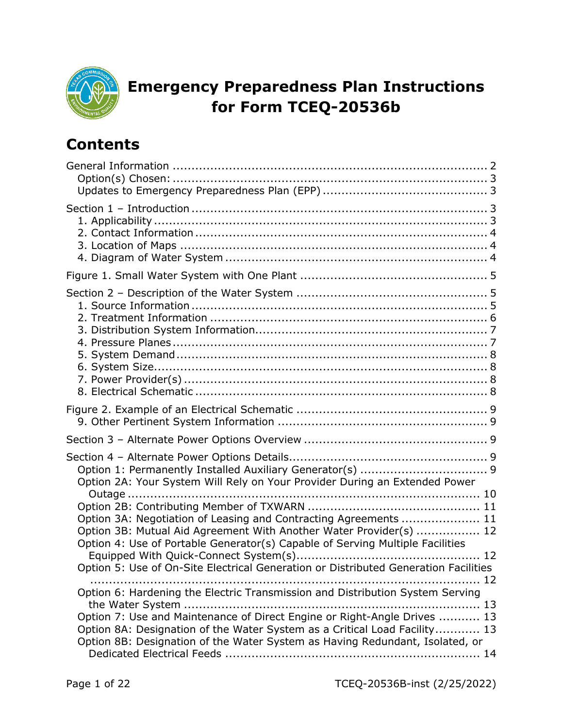# Emergency Preparedness Plan Instructions for Form TCEQ-20536b

## Contents

General Information ..... 2
- Option(s) Chosen: ..... 3
- Updates to Emergency Preparedness Plan (EPP) ..... 3

Section 1 – Introduction ..... 3
- 1. Applicability ..... 3
- 2. Contact Information ..... 4
- 3. Location of Maps ..... 4
- 4. Diagram of Water System ..... 4

Figure 1. Small Water System with One Plant ..... 5

Section 2 – Description of the Water System ..... 5
- 1. Source Information ..... 5
- 2. Treatment Information ..... 6
- 3. Distribution System Information ..... 7
- 4. Pressure Planes ..... 7
- 5. System Demand ..... 8
- 6. System Size ..... 8
- 7. Power Provider(s) ..... 8
- 8. Electrical Schematic ..... 8

Figure 2. Example of an Electrical Schematic ..... 9
- 9. Other Pertinent System Information ..... 9

Section 3 – Alternate Power Options Overview ..... 9

Section 4 – Alternate Power Options Details ..... 9
- Option 1: Permanently Installed Auxiliary Generator(s) ..... 9
- Option 2A: Your System Will Rely on Your Provider During an Extended Power Outage ..... 10
- Option 2B: Contributing Member of TXWARN ..... 11
- Option 3A: Negotiation of Leasing and Contracting Agreements ..... 11
- Option 3B: Mutual Aid Agreement With Another Water Provider(s) ..... 12
- Option 4: Use of Portable Generator(s) Capable of Serving Multiple Facilities Equipped With Quick-Connect System(s) ..... 12
- Option 5: Use of On-Site Electrical Generation or Distributed Generation Facilities ..... 12
- Option 6: Hardening the Electric Transmission and Distribution System Serving the Water System ..... 13
- Option 7: Use and Maintenance of Direct Engine or Right-Angle Drives ..... 13
- Option 8A: Designation of the Water System as a Critical Load Facility ..... 13
- Option 8B: Designation of the Water System as Having Redundant, Isolated, or Dedicated Electrical Feeds ..... 14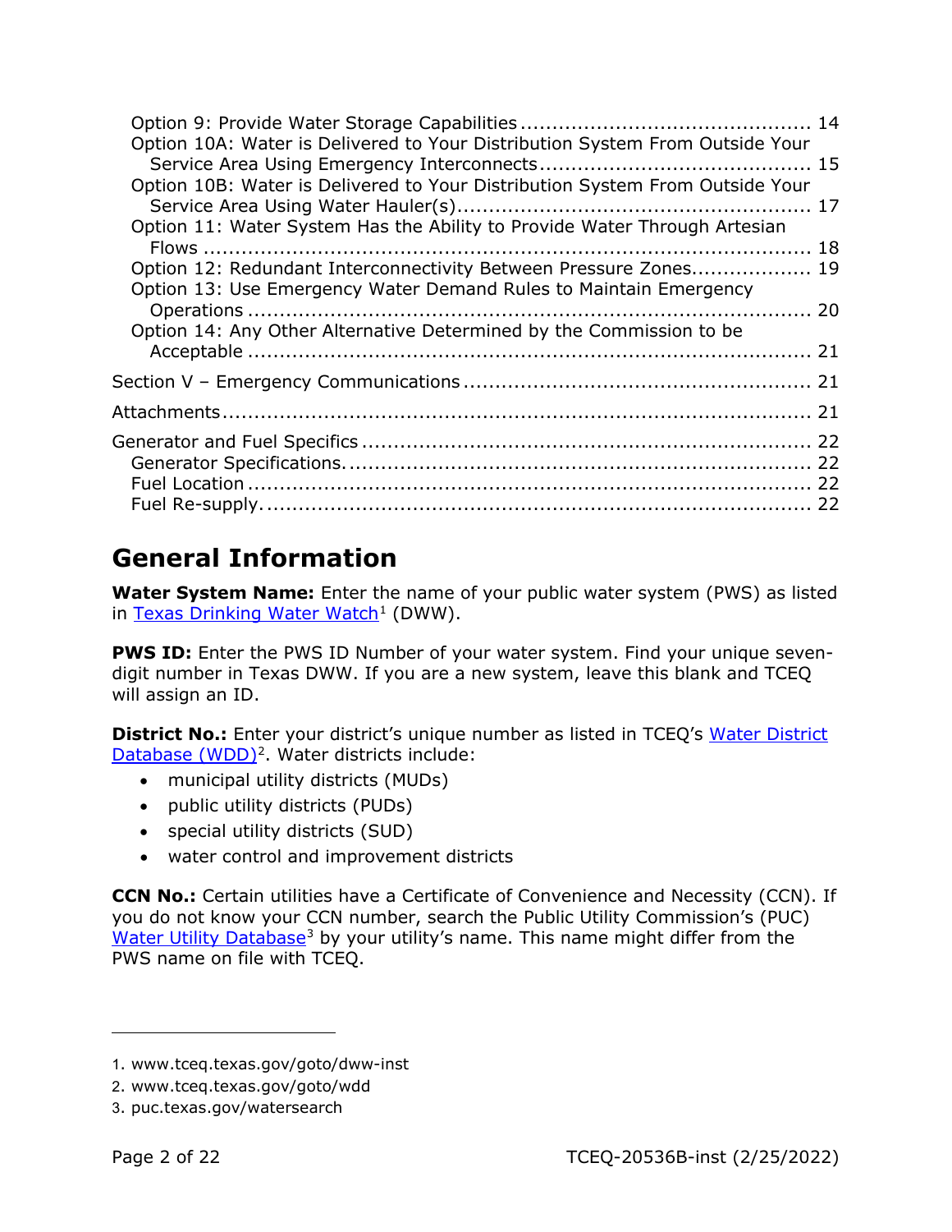Option 9: Provide Water Storage Capabilities ............................................ 14
Option 10A: Water is Delivered to Your Distribution System From Outside Your Service Area Using Emergency Interconnects .......................................... 15
Option 10B: Water is Delivered to Your Distribution System From Outside Your Service Area Using Water Hauler(s)....................................................... 17
Option 11: Water System Has the Ability to Provide Water Through Artesian Flows ......................................................................................... 18
Option 12: Redundant Interconnectivity Between Pressure Zones.................. 19
Option 13: Use Emergency Water Demand Rules to Maintain Emergency Operations .......................................................................................... 20
Option 14: Any Other Alternative Determined by the Commission to be Acceptable .......................................................................................... 21

Section V – Emergency Communications ..................................................... 21

Attachments.............................................................................................. 21

Generator and Fuel Specifics ...................................................................... 22
Generator Specifications.......................................................................... 22
Fuel Location ......................................................................................... 22
Fuel Re-supply........................................................................................ 22

# General Information

**Water System Name:** Enter the name of your public water system (PWS) as listed in Texas Drinking Water Watch[1] (DWW).

**PWS ID:** Enter the PWS ID Number of your water system. Find your unique seven-digit number in Texas DWW. If you are a new system, leave this blank and TCEQ will assign an ID.

**District No.:** Enter your district's unique number as listed in TCEQ's Water District Database (WDD)[2]. Water districts include:

- municipal utility districts (MUDs)
- public utility districts (PUDs)
- special utility districts (SUD)
- water control and improvement districts

**CCN No.:** Certain utilities have a Certificate of Convenience and Necessity (CCN). If you do not know your CCN number, search the Public Utility Commission's (PUC) Water Utility Database[3] by your utility's name. This name might differ from the PWS name on file with TCEQ.

---

1. www.tceq.texas.gov/goto/dww-inst
2. www.tceq.texas.gov/goto/wdd
3. puc.texas.gov/watersearch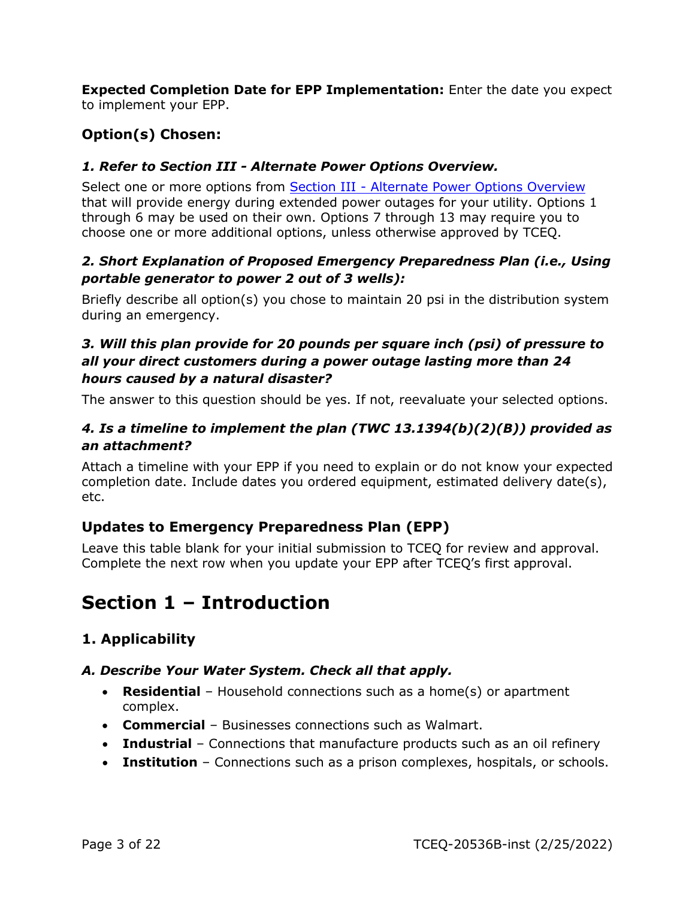**Expected Completion Date for EPP Implementation:** Enter the date you expect to implement your EPP.

### Option(s) Chosen:

#### *1. Refer to Section III - Alternate Power Options Overview.*

Select one or more options from [Section III - Alternate Power Options Overview]() that will provide energy during extended power outages for your utility. Options 1 through 6 may be used on their own. Options 7 through 13 may require you to choose one or more additional options, unless otherwise approved by TCEQ.

#### *2. Short Explanation of Proposed Emergency Preparedness Plan (i.e., Using portable generator to power 2 out of 3 wells):*

Briefly describe all option(s) you chose to maintain 20 psi in the distribution system during an emergency.

#### *3. Will this plan provide for 20 pounds per square inch (psi) of pressure to all your direct customers during a power outage lasting more than 24 hours caused by a natural disaster?*

The answer to this question should be yes. If not, reevaluate your selected options.

#### *4. Is a timeline to implement the plan (TWC 13.1394(b)(2)(B)) provided as an attachment?*

Attach a timeline with your EPP if you need to explain or do not know your expected completion date. Include dates you ordered equipment, estimated delivery date(s), etc.

### Updates to Emergency Preparedness Plan (EPP)

Leave this table blank for your initial submission to TCEQ for review and approval. Complete the next row when you update your EPP after TCEQ's first approval.

# Section 1 – Introduction

## 1. Applicability

#### *A. Describe Your Water System. Check all that apply.*

- **Residential** – Household connections such as a home(s) or apartment complex.
- **Commercial** – Businesses connections such as Walmart.
- **Industrial** – Connections that manufacture products such as an oil refinery
- **Institution** – Connections such as a prison complexes, hospitals, or schools.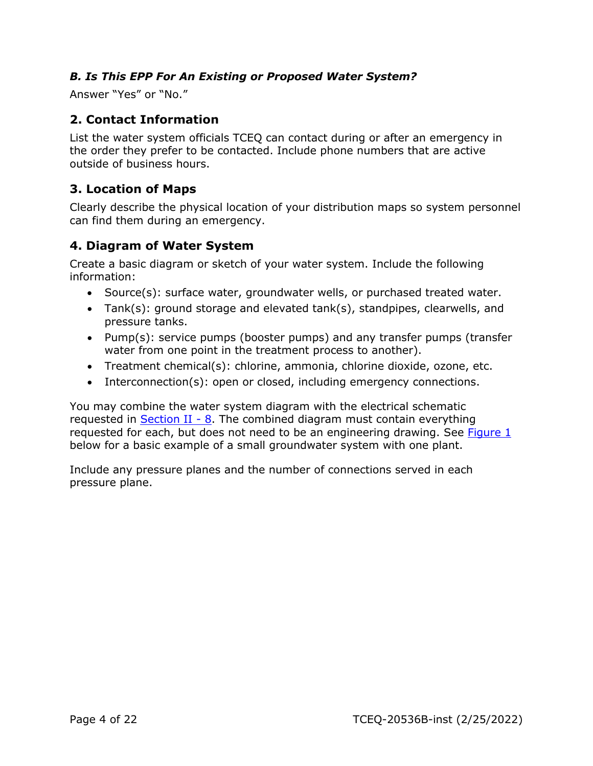### *B. Is This EPP For An Existing or Proposed Water System?*

Answer "Yes" or "No."

## 2. Contact Information

List the water system officials TCEQ can contact during or after an emergency in the order they prefer to be contacted. Include phone numbers that are active outside of business hours.

## 3. Location of Maps

Clearly describe the physical location of your distribution maps so system personnel can find them during an emergency.

## 4. Diagram of Water System

Create a basic diagram or sketch of your water system. Include the following information:

- Source(s): surface water, groundwater wells, or purchased treated water.
- Tank(s): ground storage and elevated tank(s), standpipes, clearwells, and pressure tanks.
- Pump(s): service pumps (booster pumps) and any transfer pumps (transfer water from one point in the treatment process to another).
- Treatment chemical(s): chlorine, ammonia, chlorine dioxide, ozone, etc.
- Interconnection(s): open or closed, including emergency connections.

You may combine the water system diagram with the electrical schematic requested in Section II - 8. The combined diagram must contain everything requested for each, but does not need to be an engineering drawing. See Figure 1 below for a basic example of a small groundwater system with one plant.

Include any pressure planes and the number of connections served in each pressure plane.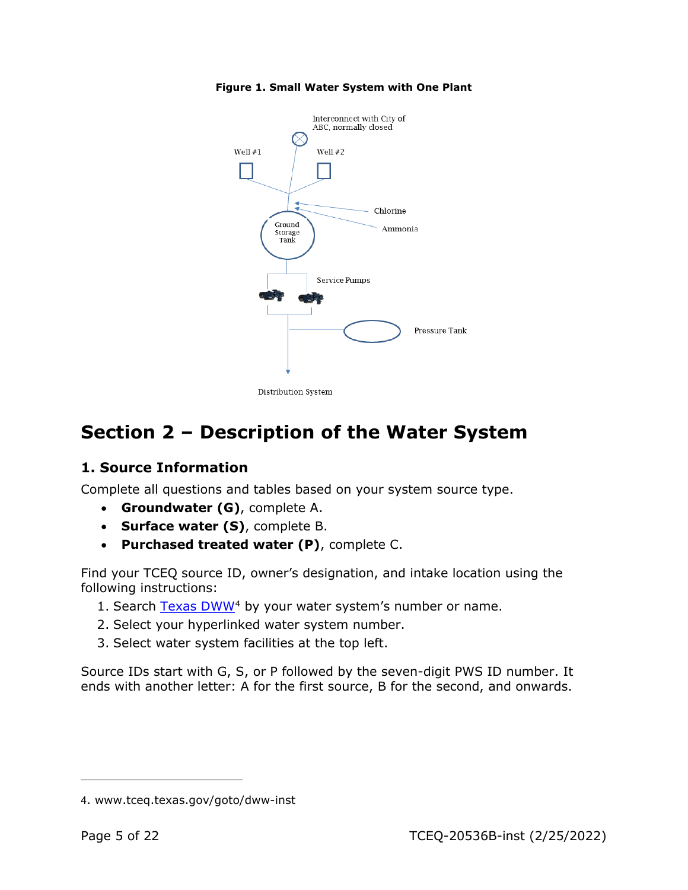**Figure 1. Small Water System with One Plant**

Interconnect with City of ABC, normally closed

Well #1

Well #2

Chlorine

Ammonia

Ground Storage Tank

Service Pumps

Pressure Tank

Distribution System

# Section 2 – Description of the Water System

## 1. Source Information

Complete all questions and tables based on your system source type.

- **Groundwater (G)**, complete A.
- **Surface water (S)**, complete B.
- **Purchased treated water (P)**, complete C.

Find your TCEQ source ID, owner's designation, and intake location using the following instructions:

1. Search Texas DWW[4] by your water system's number or name.
2. Select your hyperlinked water system number.
3. Select water system facilities at the top left.

Source IDs start with G, S, or P followed by the seven-digit PWS ID number. It ends with another letter: A for the first source, B for the second, and onwards.

---

4. www.tceq.texas.gov/goto/dww-inst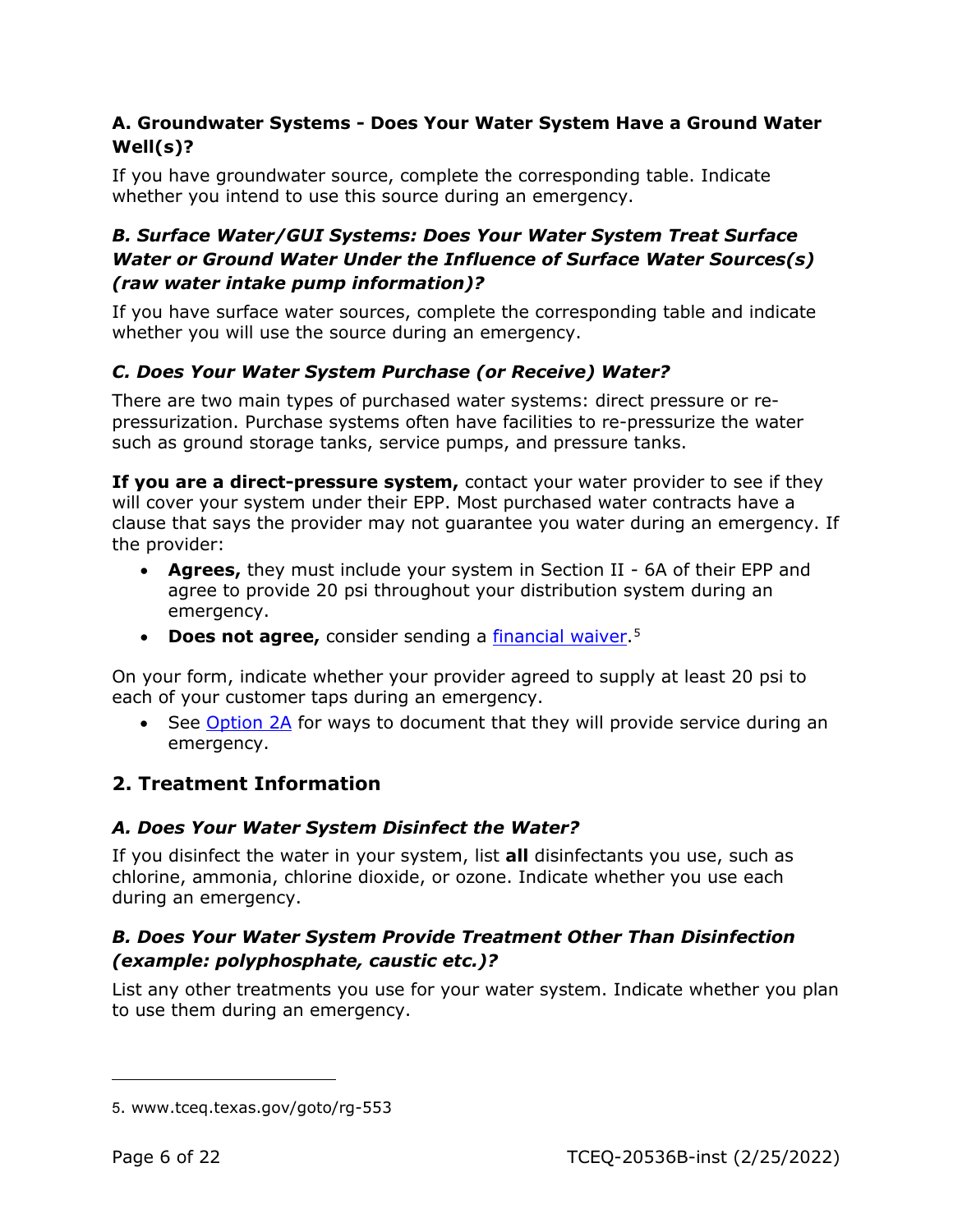### A. Groundwater Systems - Does Your Water System Have a Ground Water Well(s)?

If you have groundwater source, complete the corresponding table. Indicate whether you intend to use this source during an emergency.

### *B. Surface Water/GUI Systems: Does Your Water System Treat Surface Water or Ground Water Under the Influence of Surface Water Sources(s) (raw water intake pump information)?*

If you have surface water sources, complete the corresponding table and indicate whether you will use the source during an emergency.

### *C. Does Your Water System Purchase (or Receive) Water?*

There are two main types of purchased water systems: direct pressure or re-pressurization. Purchase systems often have facilities to re-pressurize the water such as ground storage tanks, service pumps, and pressure tanks.

**If you are a direct-pressure system,** contact your water provider to see if they will cover your system under their EPP. Most purchased water contracts have a clause that says the provider may not guarantee you water during an emergency. If the provider:

- **Agrees,** they must include your system in Section II - 6A of their EPP and agree to provide 20 psi throughout your distribution system during an emergency.
- **Does not agree,** consider sending a financial waiver.[5]

On your form, indicate whether your provider agreed to supply at least 20 psi to each of your customer taps during an emergency.

- See Option 2A for ways to document that they will provide service during an emergency.

## 2. Treatment Information

### *A. Does Your Water System Disinfect the Water?*

If you disinfect the water in your system, list **all** disinfectants you use, such as chlorine, ammonia, chlorine dioxide, or ozone. Indicate whether you use each during an emergency.

### *B. Does Your Water System Provide Treatment Other Than Disinfection (example: polyphosphate, caustic etc.)?*

List any other treatments you use for your water system. Indicate whether you plan to use them during an emergency.

---

5. www.tceq.texas.gov/goto/rg-553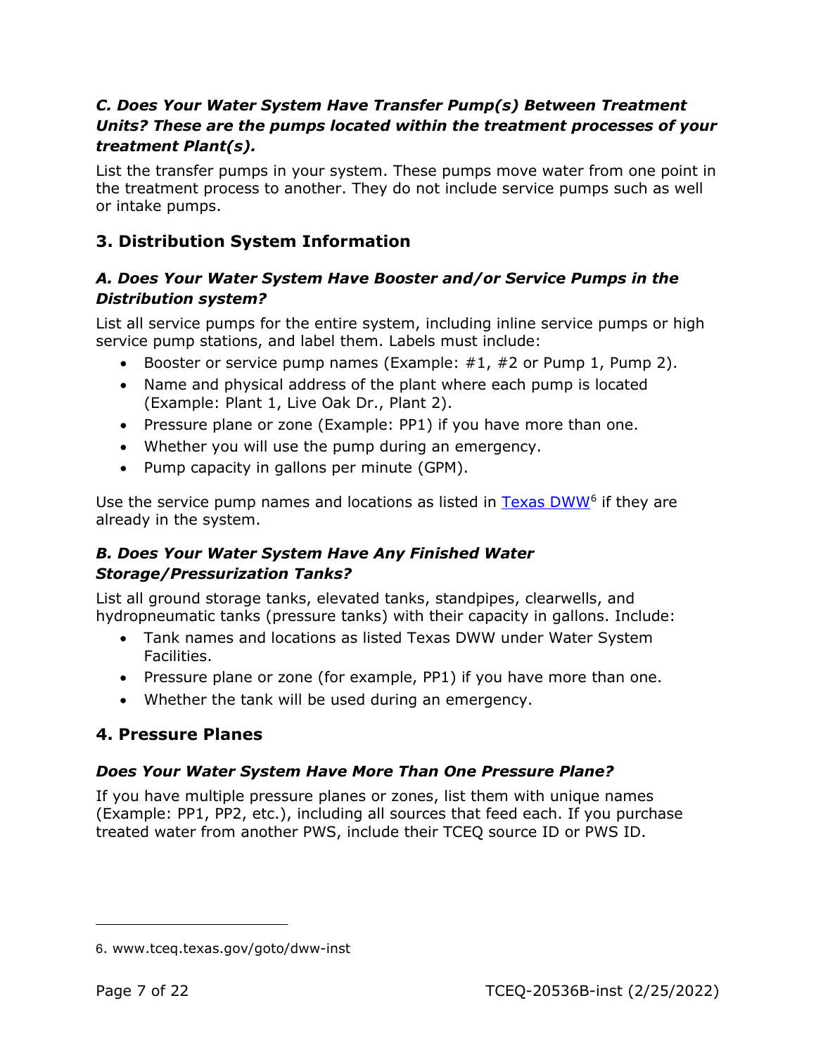### *C. Does Your Water System Have Transfer Pump(s) Between Treatment Units? These are the pumps located within the treatment processes of your treatment Plant(s).*

List the transfer pumps in your system. These pumps move water from one point in the treatment process to another. They do not include service pumps such as well or intake pumps.

## 3. Distribution System Information

### *A. Does Your Water System Have Booster and/or Service Pumps in the Distribution system?*

List all service pumps for the entire system, including inline service pumps or high service pump stations, and label them. Labels must include:

- Booster or service pump names (Example: #1, #2 or Pump 1, Pump 2).
- Name and physical address of the plant where each pump is located (Example: Plant 1, Live Oak Dr., Plant 2).
- Pressure plane or zone (Example: PP1) if you have more than one.
- Whether you will use the pump during an emergency.
- Pump capacity in gallons per minute (GPM).

Use the service pump names and locations as listed in [Texas DWW](www.tceq.texas.gov/goto/dww-inst)[6] if they are already in the system.

### *B. Does Your Water System Have Any Finished Water Storage/Pressurization Tanks?*

List all ground storage tanks, elevated tanks, standpipes, clearwells, and hydropneumatic tanks (pressure tanks) with their capacity in gallons. Include:

- Tank names and locations as listed Texas DWW under Water System Facilities.
- Pressure plane or zone (for example, PP1) if you have more than one.
- Whether the tank will be used during an emergency.

## 4. Pressure Planes

### *Does Your Water System Have More Than One Pressure Plane?*

If you have multiple pressure planes or zones, list them with unique names (Example: PP1, PP2, etc.), including all sources that feed each. If you purchase treated water from another PWS, include their TCEQ source ID or PWS ID.

---

6. www.tceq.texas.gov/goto/dww-inst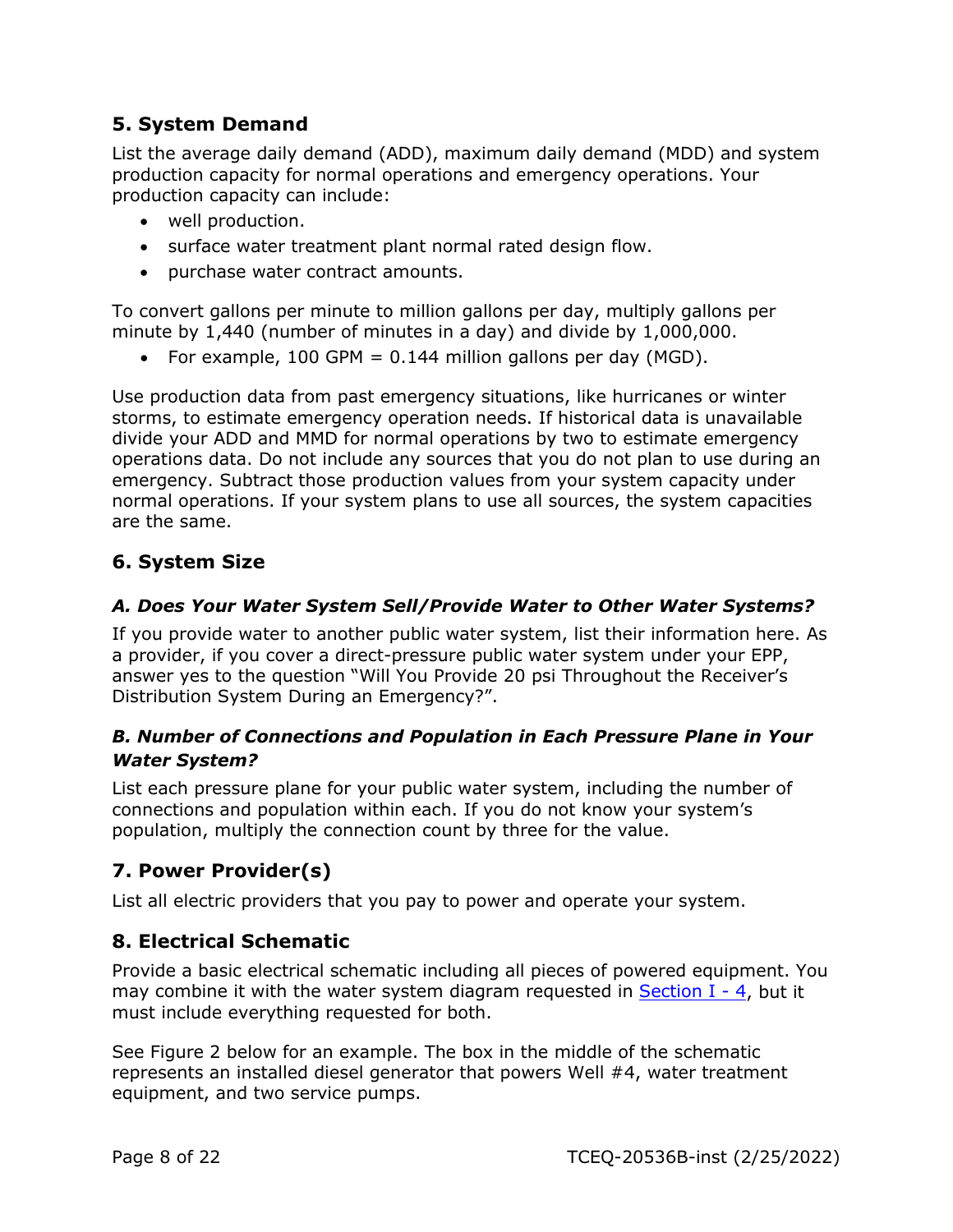## 5. System Demand

List the average daily demand (ADD), maximum daily demand (MDD) and system production capacity for normal operations and emergency operations. Your production capacity can include:

- well production.
- surface water treatment plant normal rated design flow.
- purchase water contract amounts.

To convert gallons per minute to million gallons per day, multiply gallons per minute by 1,440 (number of minutes in a day) and divide by 1,000,000.

- For example, 100 GPM = 0.144 million gallons per day (MGD).

Use production data from past emergency situations, like hurricanes or winter storms, to estimate emergency operation needs. If historical data is unavailable divide your ADD and MMD for normal operations by two to estimate emergency operations data. Do not include any sources that you do not plan to use during an emergency. Subtract those production values from your system capacity under normal operations. If your system plans to use all sources, the system capacities are the same.

## 6. System Size

### *A. Does Your Water System Sell/Provide Water to Other Water Systems?*

If you provide water to another public water system, list their information here. As a provider, if you cover a direct-pressure public water system under your EPP, answer yes to the question "Will You Provide 20 psi Throughout the Receiver's Distribution System During an Emergency?".

### *B. Number of Connections and Population in Each Pressure Plane in Your Water System?*

List each pressure plane for your public water system, including the number of connections and population within each. If you do not know your system's population, multiply the connection count by three for the value.

## 7. Power Provider(s)

List all electric providers that you pay to power and operate your system.

## 8. Electrical Schematic

Provide a basic electrical schematic including all pieces of powered equipment. You may combine it with the water system diagram requested in Section I - 4, but it must include everything requested for both.

See Figure 2 below for an example. The box in the middle of the schematic represents an installed diesel generator that powers Well #4, water treatment equipment, and two service pumps.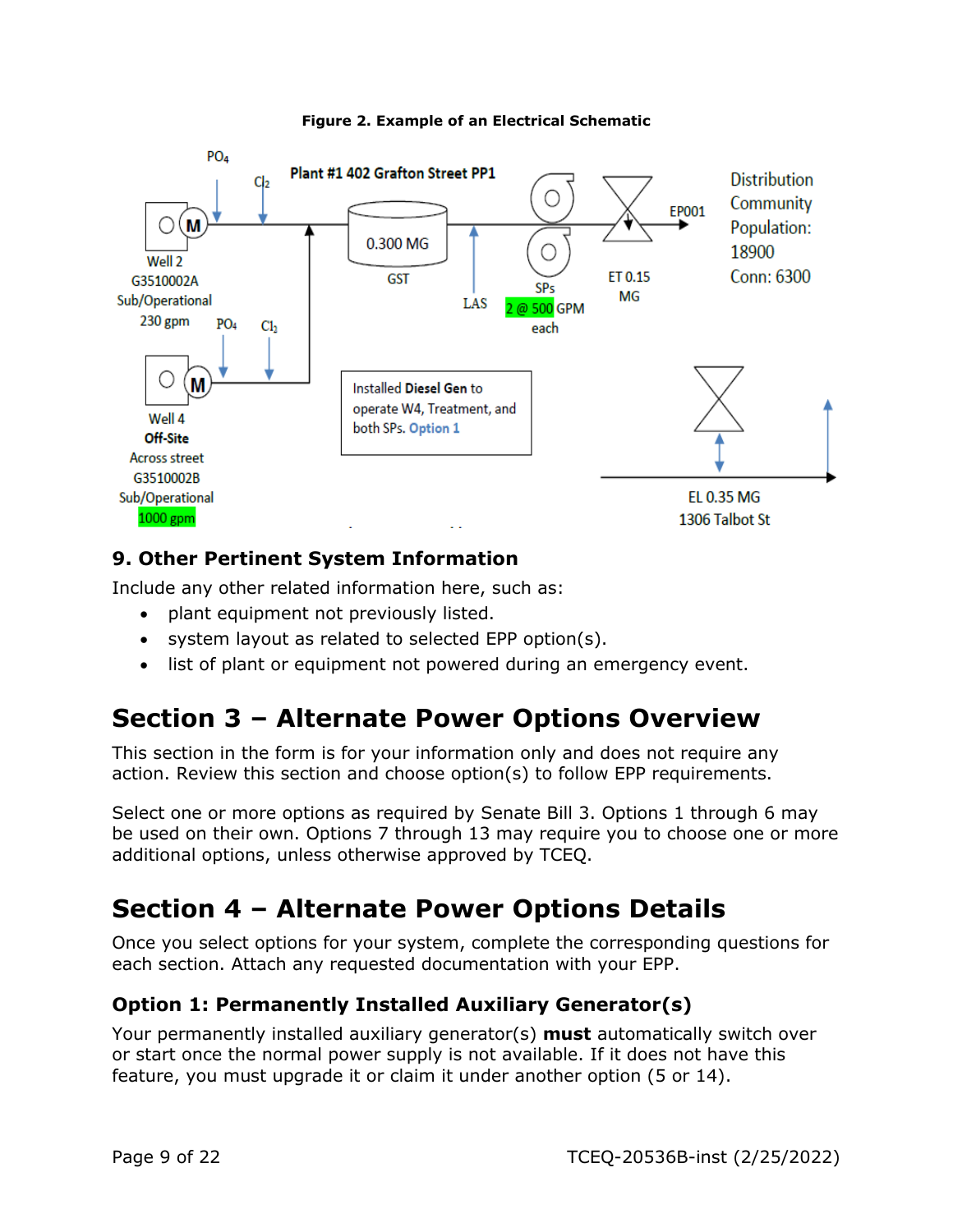**Figure 2. Example of an Electrical Schematic**

Plant #1 402 Grafton Street PP1

$PO_4$ $Cl_2$

Well 2
G3510002A
Sub/Operational
230 gpm

$PO_4$ $Cl_2$

Well 4
Off-Site
Across street
G3510002B
Sub/Operational
1000 gpm

0.300 MG
GST

LAS

SPs
2 @ 500 GPM
each

ET 0.15
MG

EP001

Distribution
Community
Population:
18900
Conn: 6300

Installed Diesel Gen to operate W4, Treatment, and both SPs. Option 1

EL 0.35 MG
1306 Talbot St

### 9. Other Pertinent System Information

Include any other related information here, such as:

- plant equipment not previously listed.
- system layout as related to selected EPP option(s).
- list of plant or equipment not powered during an emergency event.

# Section 3 – Alternate Power Options Overview

This section in the form is for your information only and does not require any action. Review this section and choose option(s) to follow EPP requirements.

Select one or more options as required by Senate Bill 3. Options 1 through 6 may be used on their own. Options 7 through 13 may require you to choose one or more additional options, unless otherwise approved by TCEQ.

# Section 4 – Alternate Power Options Details

Once you select options for your system, complete the corresponding questions for each section. Attach any requested documentation with your EPP.

### Option 1: Permanently Installed Auxiliary Generator(s)

Your permanently installed auxiliary generator(s) **must** automatically switch over or start once the normal power supply is not available. If it does not have this feature, you must upgrade it or claim it under another option (5 or 14).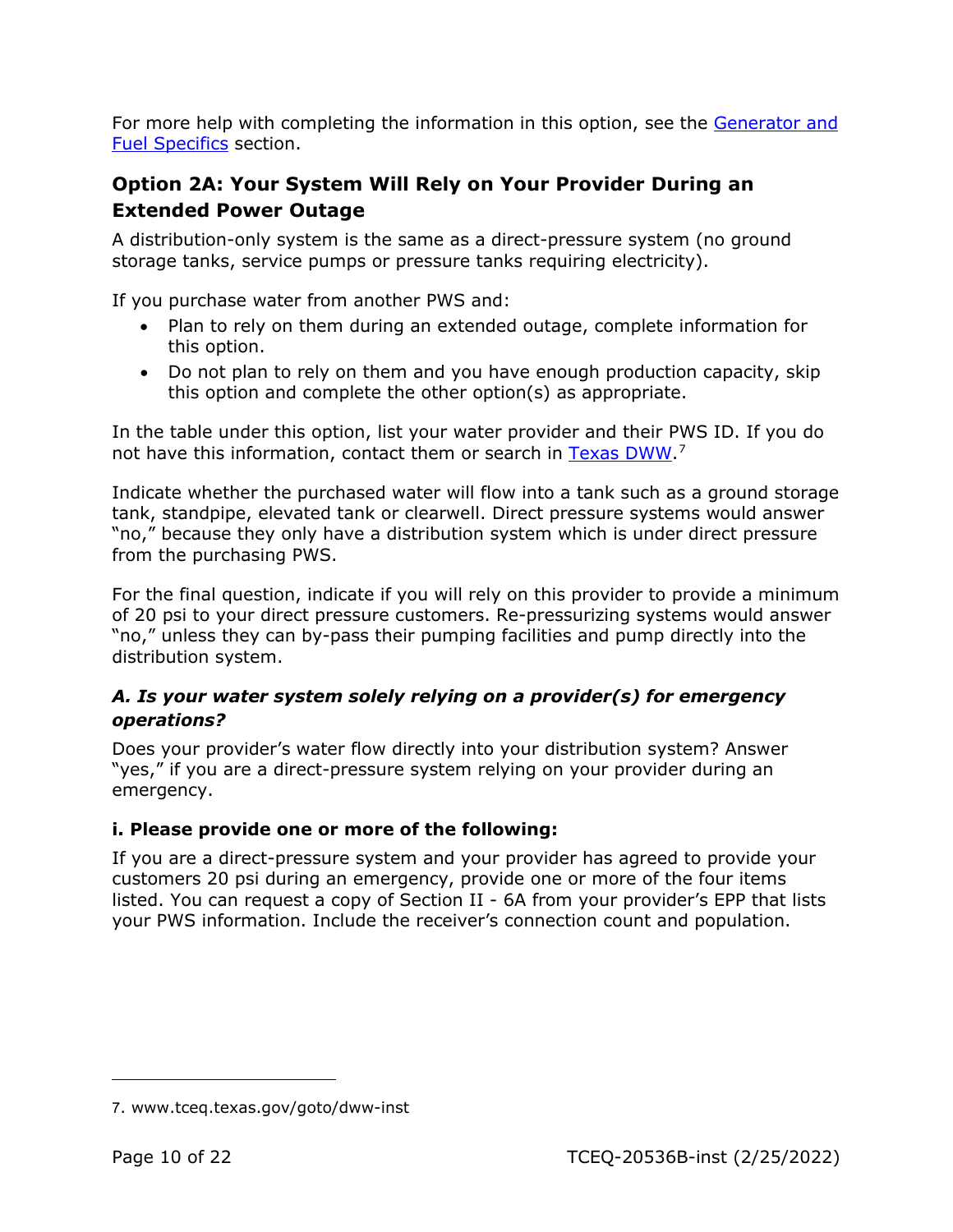For more help with completing the information in this option, see the Generator and Fuel Specifics section.

## Option 2A: Your System Will Rely on Your Provider During an Extended Power Outage

A distribution-only system is the same as a direct-pressure system (no ground storage tanks, service pumps or pressure tanks requiring electricity).

If you purchase water from another PWS and:

- Plan to rely on them during an extended outage, complete information for this option.
- Do not plan to rely on them and you have enough production capacity, skip this option and complete the other option(s) as appropriate.

In the table under this option, list your water provider and their PWS ID. If you do not have this information, contact them or search in Texas DWW.[7]

Indicate whether the purchased water will flow into a tank such as a ground storage tank, standpipe, elevated tank or clearwell. Direct pressure systems would answer "no," because they only have a distribution system which is under direct pressure from the purchasing PWS.

For the final question, indicate if you will rely on this provider to provide a minimum of 20 psi to your direct pressure customers. Re-pressurizing systems would answer "no," unless they can by-pass their pumping facilities and pump directly into the distribution system.

### *A. Is your water system solely relying on a provider(s) for emergency operations?*

Does your provider's water flow directly into your distribution system? Answer "yes," if you are a direct-pressure system relying on your provider during an emergency.

#### i. Please provide one or more of the following:

If you are a direct-pressure system and your provider has agreed to provide your customers 20 psi during an emergency, provide one or more of the four items listed. You can request a copy of Section II - 6A from your provider's EPP that lists your PWS information. Include the receiver's connection count and population.

---

7. www.tceq.texas.gov/goto/dww-inst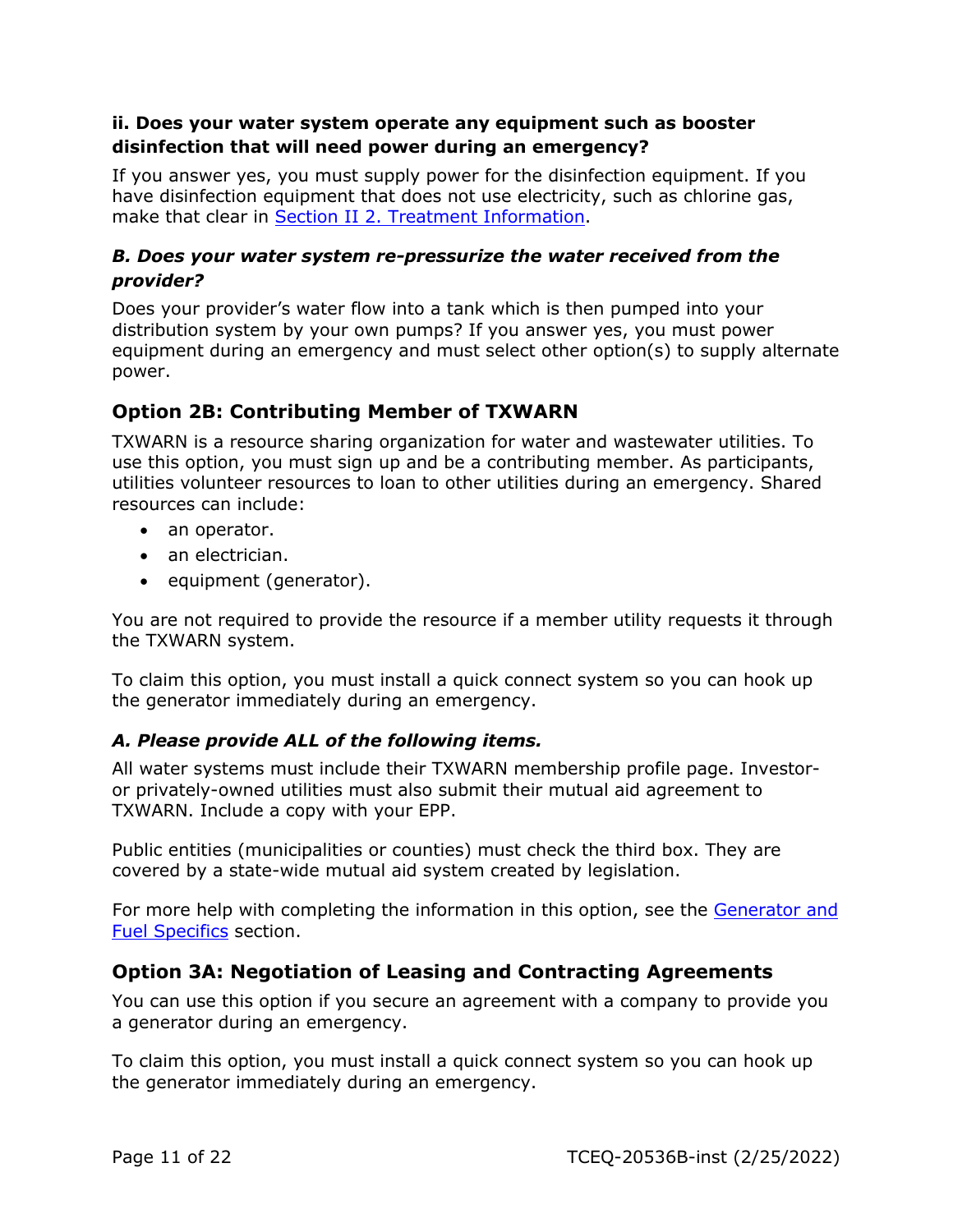**ii. Does your water system operate any equipment such as booster disinfection that will need power during an emergency?**

If you answer yes, you must supply power for the disinfection equipment. If you have disinfection equipment that does not use electricity, such as chlorine gas, make that clear in Section II 2. Treatment Information.

***B. Does your water system re-pressurize the water received from the provider?***

Does your provider's water flow into a tank which is then pumped into your distribution system by your own pumps? If you answer yes, you must power equipment during an emergency and must select other option(s) to supply alternate power.

## Option 2B: Contributing Member of TXWARN

TXWARN is a resource sharing organization for water and wastewater utilities. To use this option, you must sign up and be a contributing member. As participants, utilities volunteer resources to loan to other utilities during an emergency. Shared resources can include:

- an operator.
- an electrician.
- equipment (generator).

You are not required to provide the resource if a member utility requests it through the TXWARN system.

To claim this option, you must install a quick connect system so you can hook up the generator immediately during an emergency.

***A. Please provide ALL of the following items.***

All water systems must include their TXWARN membership profile page. Investor- or privately-owned utilities must also submit their mutual aid agreement to TXWARN. Include a copy with your EPP.

Public entities (municipalities or counties) must check the third box. They are covered by a state-wide mutual aid system created by legislation.

For more help with completing the information in this option, see the Generator and Fuel Specifics section.

## Option 3A: Negotiation of Leasing and Contracting Agreements

You can use this option if you secure an agreement with a company to provide you a generator during an emergency.

To claim this option, you must install a quick connect system so you can hook up the generator immediately during an emergency.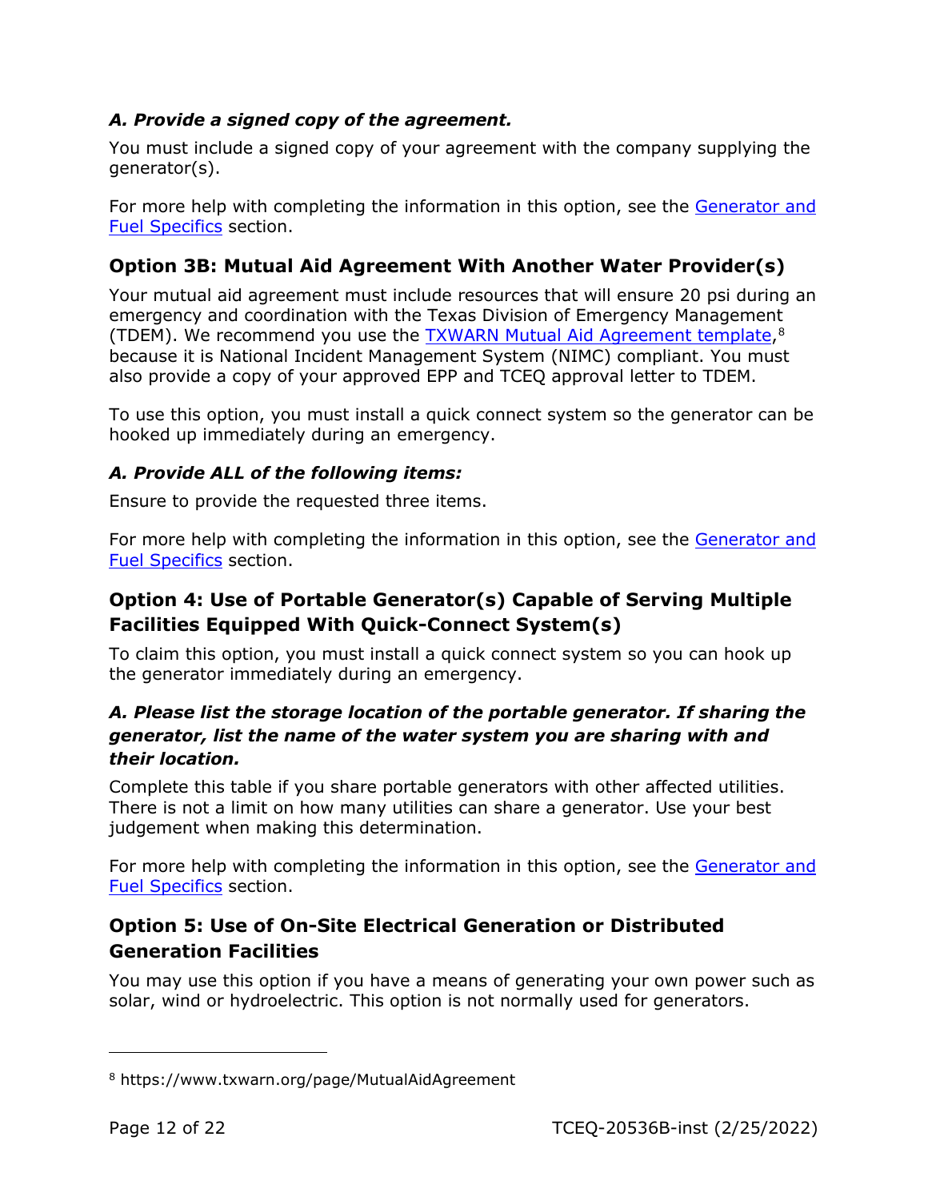### *A. Provide a signed copy of the agreement.*

You must include a signed copy of your agreement with the company supplying the generator(s).

For more help with completing the information in this option, see the Generator and Fuel Specifics section.

## Option 3B: Mutual Aid Agreement With Another Water Provider(s)

Your mutual aid agreement must include resources that will ensure 20 psi during an emergency and coordination with the Texas Division of Emergency Management (TDEM). We recommend you use the TXWARN Mutual Aid Agreement template,[8] because it is National Incident Management System (NIMC) compliant. You must also provide a copy of your approved EPP and TCEQ approval letter to TDEM.

To use this option, you must install a quick connect system so the generator can be hooked up immediately during an emergency.

### *A. Provide ALL of the following items:*

Ensure to provide the requested three items.

For more help with completing the information in this option, see the Generator and Fuel Specifics section.

## Option 4: Use of Portable Generator(s) Capable of Serving Multiple Facilities Equipped With Quick-Connect System(s)

To claim this option, you must install a quick connect system so you can hook up the generator immediately during an emergency.

### *A. Please list the storage location of the portable generator. If sharing the generator, list the name of the water system you are sharing with and their location.*

Complete this table if you share portable generators with other affected utilities. There is not a limit on how many utilities can share a generator. Use your best judgement when making this determination.

For more help with completing the information in this option, see the Generator and Fuel Specifics section.

## Option 5: Use of On-Site Electrical Generation or Distributed Generation Facilities

You may use this option if you have a means of generating your own power such as solar, wind or hydroelectric. This option is not normally used for generators.

---

[8] https://www.txwarn.org/page/MutualAidAgreement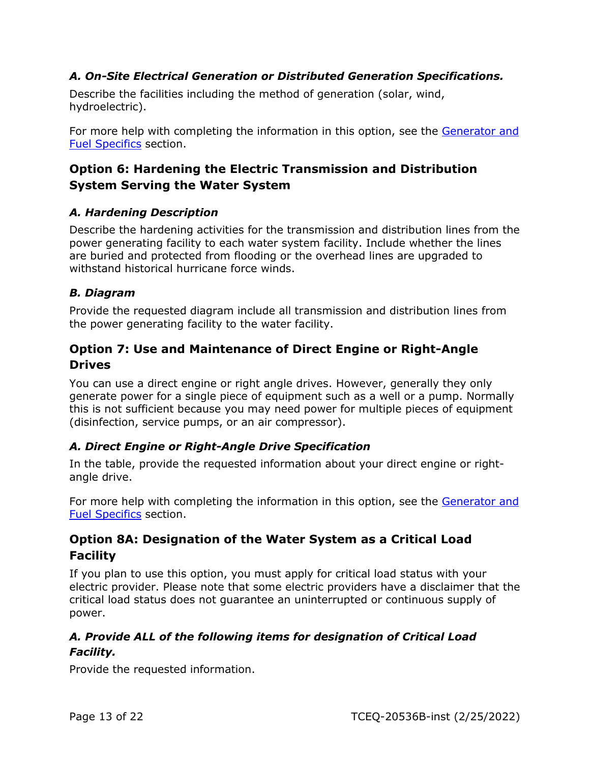### *A. On-Site Electrical Generation or Distributed Generation Specifications.*

Describe the facilities including the method of generation (solar, wind, hydroelectric).

For more help with completing the information in this option, see the [Generator and Fuel Specifics] section.

## Option 6: Hardening the Electric Transmission and Distribution System Serving the Water System

### *A. Hardening Description*

Describe the hardening activities for the transmission and distribution lines from the power generating facility to each water system facility. Include whether the lines are buried and protected from flooding or the overhead lines are upgraded to withstand historical hurricane force winds.

### *B. Diagram*

Provide the requested diagram include all transmission and distribution lines from the power generating facility to the water facility.

## Option 7: Use and Maintenance of Direct Engine or Right-Angle Drives

You can use a direct engine or right angle drives. However, generally they only generate power for a single piece of equipment such as a well or a pump. Normally this is not sufficient because you may need power for multiple pieces of equipment (disinfection, service pumps, or an air compressor).

### *A. Direct Engine or Right-Angle Drive Specification*

In the table, provide the requested information about your direct engine or right-angle drive.

For more help with completing the information in this option, see the [Generator and Fuel Specifics] section.

## Option 8A: Designation of the Water System as a Critical Load Facility

If you plan to use this option, you must apply for critical load status with your electric provider. Please note that some electric providers have a disclaimer that the critical load status does not guarantee an uninterrupted or continuous supply of power.

### *A. Provide ALL of the following items for designation of Critical Load Facility.*

Provide the requested information.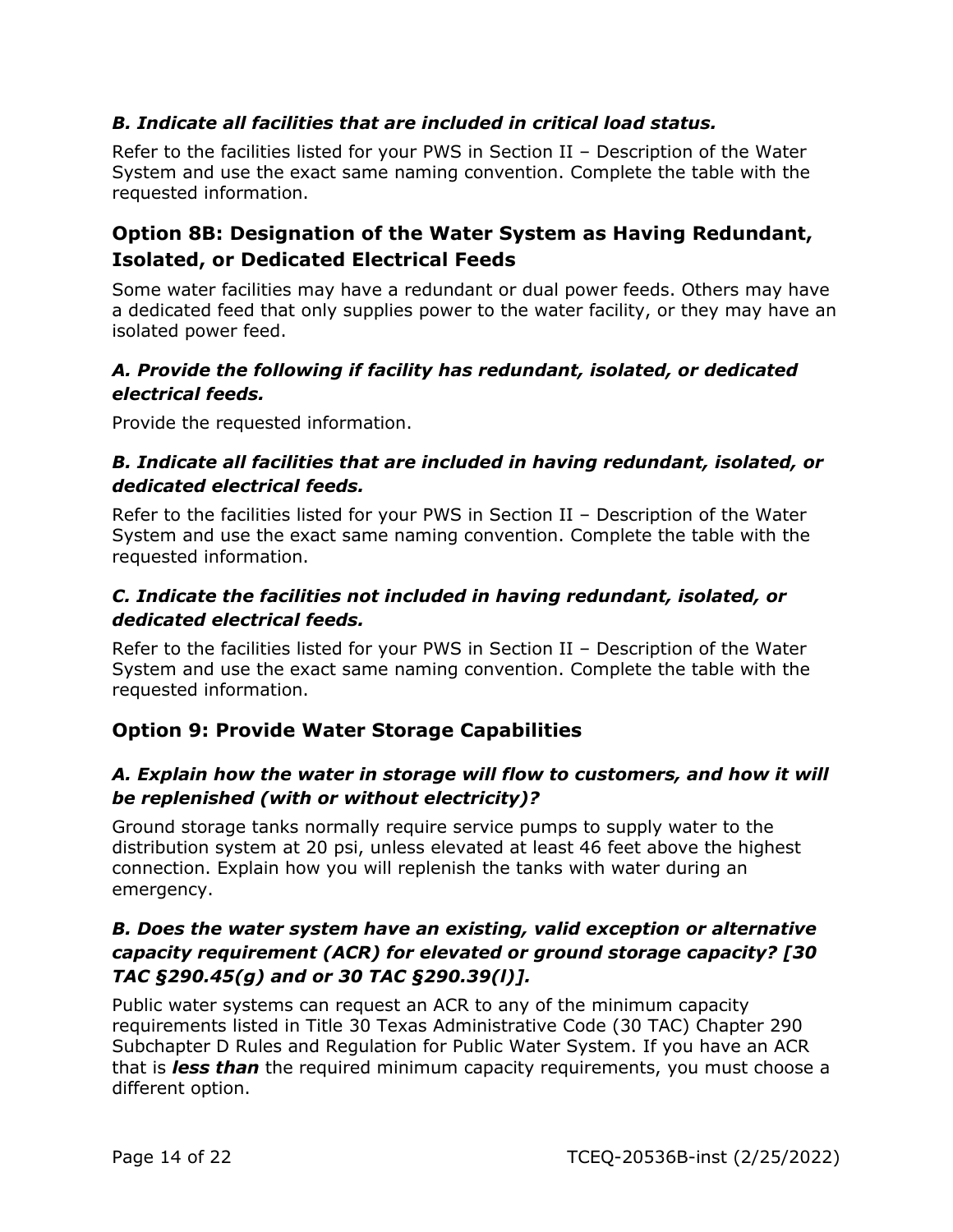### *B. Indicate all facilities that are included in critical load status.*

Refer to the facilities listed for your PWS in Section II – Description of the Water System and use the exact same naming convention. Complete the table with the requested information.

## Option 8B: Designation of the Water System as Having Redundant, Isolated, or Dedicated Electrical Feeds

Some water facilities may have a redundant or dual power feeds. Others may have a dedicated feed that only supplies power to the water facility, or they may have an isolated power feed.

### *A. Provide the following if facility has redundant, isolated, or dedicated electrical feeds.*

Provide the requested information.

### *B. Indicate all facilities that are included in having redundant, isolated, or dedicated electrical feeds.*

Refer to the facilities listed for your PWS in Section II – Description of the Water System and use the exact same naming convention. Complete the table with the requested information.

### *C. Indicate the facilities not included in having redundant, isolated, or dedicated electrical feeds.*

Refer to the facilities listed for your PWS in Section II – Description of the Water System and use the exact same naming convention. Complete the table with the requested information.

## Option 9: Provide Water Storage Capabilities

### *A. Explain how the water in storage will flow to customers, and how it will be replenished (with or without electricity)?*

Ground storage tanks normally require service pumps to supply water to the distribution system at 20 psi, unless elevated at least 46 feet above the highest connection. Explain how you will replenish the tanks with water during an emergency.

### *B. Does the water system have an existing, valid exception or alternative capacity requirement (ACR) for elevated or ground storage capacity? [30 TAC §290.45(g) and or 30 TAC §290.39(l)].*

Public water systems can request an ACR to any of the minimum capacity requirements listed in Title 30 Texas Administrative Code (30 TAC) Chapter 290 Subchapter D Rules and Regulation for Public Water System. If you have an ACR that is ***less than*** the required minimum capacity requirements, you must choose a different option.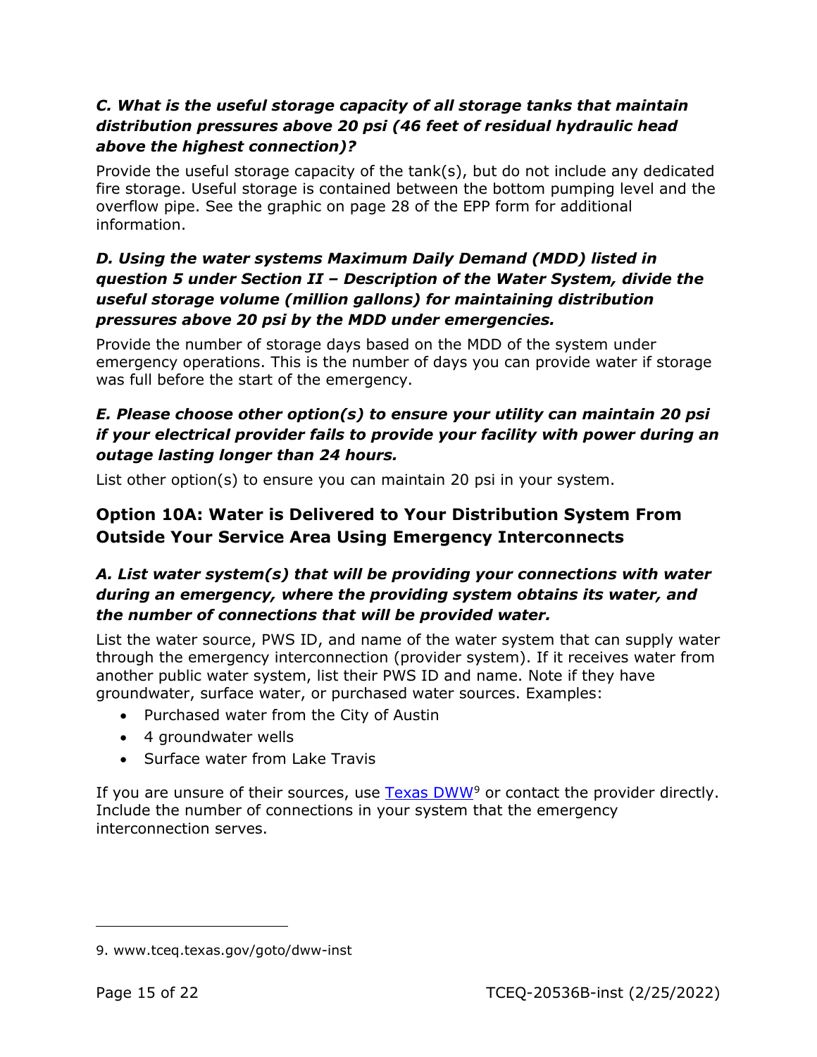### *C. What is the useful storage capacity of all storage tanks that maintain distribution pressures above 20 psi (46 feet of residual hydraulic head above the highest connection)?*

Provide the useful storage capacity of the tank(s), but do not include any dedicated fire storage. Useful storage is contained between the bottom pumping level and the overflow pipe. See the graphic on page 28 of the EPP form for additional information.

### *D. Using the water systems Maximum Daily Demand (MDD) listed in question 5 under Section II – Description of the Water System, divide the useful storage volume (million gallons) for maintaining distribution pressures above 20 psi by the MDD under emergencies.*

Provide the number of storage days based on the MDD of the system under emergency operations. This is the number of days you can provide water if storage was full before the start of the emergency.

### *E. Please choose other option(s) to ensure your utility can maintain 20 psi if your electrical provider fails to provide your facility with power during an outage lasting longer than 24 hours.*

List other option(s) to ensure you can maintain 20 psi in your system.

## Option 10A: Water is Delivered to Your Distribution System From Outside Your Service Area Using Emergency Interconnects

### *A. List water system(s) that will be providing your connections with water during an emergency, where the providing system obtains its water, and the number of connections that will be provided water.*

List the water source, PWS ID, and name of the water system that can supply water through the emergency interconnection (provider system). If it receives water from another public water system, list their PWS ID and name. Note if they have groundwater, surface water, or purchased water sources. Examples:

- Purchased water from the City of Austin
- 4 groundwater wells
- Surface water from Lake Travis

If you are unsure of their sources, use Texas DWW[9] or contact the provider directly. Include the number of connections in your system that the emergency interconnection serves.

9. www.tceq.texas.gov/goto/dww-inst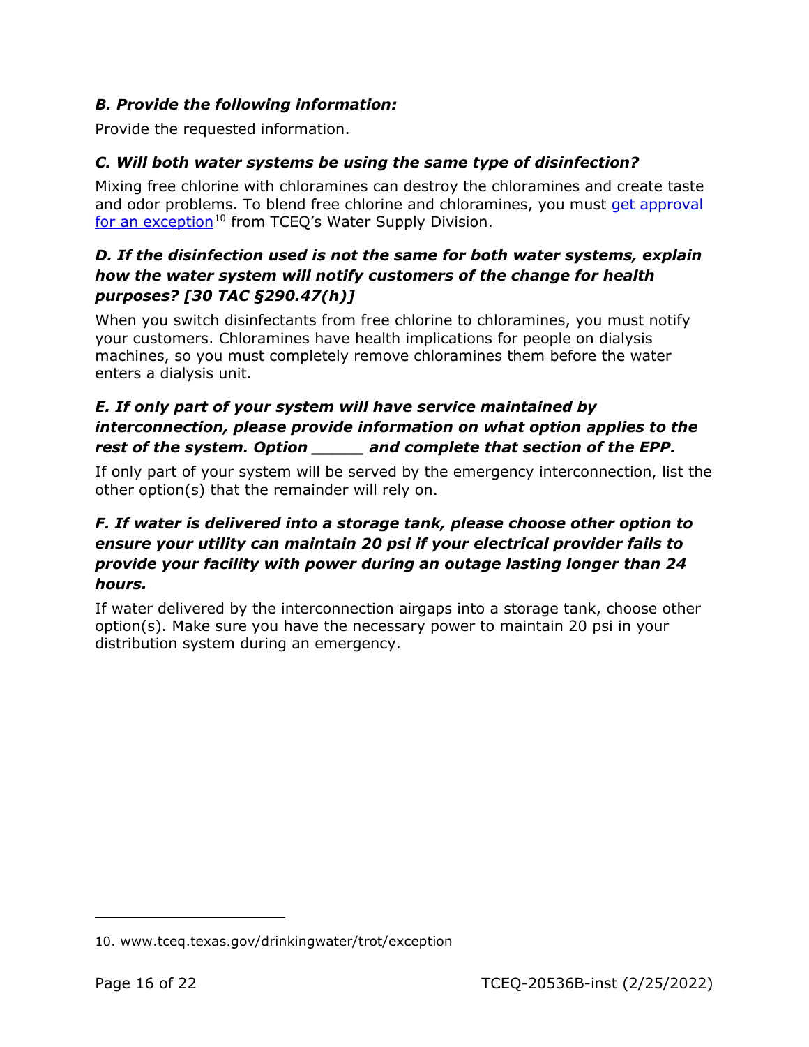### *B. Provide the following information:*

Provide the requested information.

### *C. Will both water systems be using the same type of disinfection?*

Mixing free chlorine with chloramines can destroy the chloramines and create taste and odor problems. To blend free chlorine and chloramines, you must get approval for an exception[10] from TCEQ's Water Supply Division.

### *D. If the disinfection used is not the same for both water systems, explain how the water system will notify customers of the change for health purposes? [30 TAC §290.47(h)]*

When you switch disinfectants from free chlorine to chloramines, you must notify your customers. Chloramines have health implications for people on dialysis machines, so you must completely remove chloramines them before the water enters a dialysis unit.

### *E. If only part of your system will have service maintained by interconnection, please provide information on what option applies to the rest of the system. Option _____ and complete that section of the EPP.*

If only part of your system will be served by the emergency interconnection, list the other option(s) that the remainder will rely on.

### *F. If water is delivered into a storage tank, please choose other option to ensure your utility can maintain 20 psi if your electrical provider fails to provide your facility with power during an outage lasting longer than 24 hours.*

If water delivered by the interconnection airgaps into a storage tank, choose other option(s). Make sure you have the necessary power to maintain 20 psi in your distribution system during an emergency.

---

10. www.tceq.texas.gov/drinkingwater/trot/exception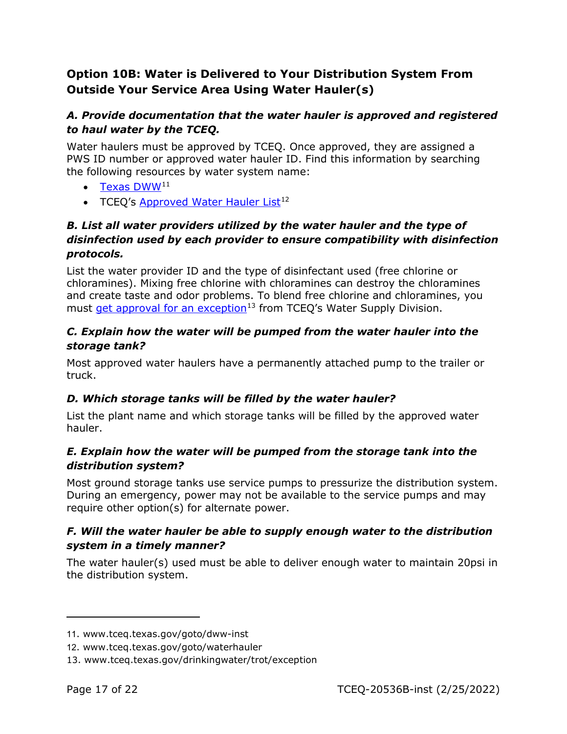## Option 10B: Water is Delivered to Your Distribution System From Outside Your Service Area Using Water Hauler(s)

### *A. Provide documentation that the water hauler is approved and registered to haul water by the TCEQ.*

Water haulers must be approved by TCEQ. Once approved, they are assigned a PWS ID number or approved water hauler ID. Find this information by searching the following resources by water system name:

- Texas DWW[11]
- TCEQ's Approved Water Hauler List[12]

### *B. List all water providers utilized by the water hauler and the type of disinfection used by each provider to ensure compatibility with disinfection protocols.*

List the water provider ID and the type of disinfectant used (free chlorine or chloramines). Mixing free chlorine with chloramines can destroy the chloramines and create taste and odor problems. To blend free chlorine and chloramines, you must get approval for an exception[13] from TCEQ's Water Supply Division.

### *C. Explain how the water will be pumped from the water hauler into the storage tank?*

Most approved water haulers have a permanently attached pump to the trailer or truck.

### *D. Which storage tanks will be filled by the water hauler?*

List the plant name and which storage tanks will be filled by the approved water hauler.

### *E. Explain how the water will be pumped from the storage tank into the distribution system?*

Most ground storage tanks use service pumps to pressurize the distribution system. During an emergency, power may not be available to the service pumps and may require other option(s) for alternate power.

### *F. Will the water hauler be able to supply enough water to the distribution system in a timely manner?*

The water hauler(s) used must be able to deliver enough water to maintain 20psi in the distribution system.

---

11. www.tceq.texas.gov/goto/dww-inst
12. www.tceq.texas.gov/goto/waterhauler
13. www.tceq.texas.gov/drinkingwater/trot/exception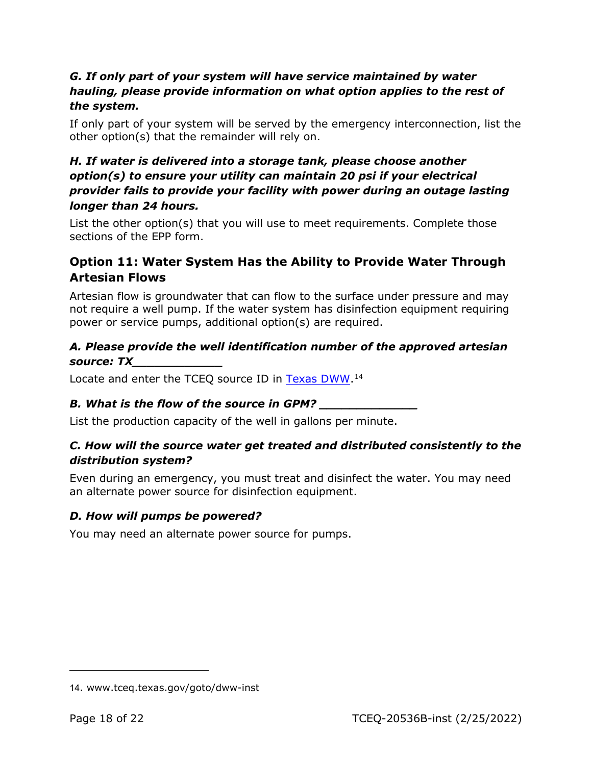***G. If only part of your system will have service maintained by water hauling, please provide information on what option applies to the rest of the system.***

If only part of your system will be served by the emergency interconnection, list the other option(s) that the remainder will rely on.

***H. If water is delivered into a storage tank, please choose another option(s) to ensure your utility can maintain 20 psi if your electrical provider fails to provide your facility with power during an outage lasting longer than 24 hours.***

List the other option(s) that you will use to meet requirements. Complete those sections of the EPP form.

## Option 11: Water System Has the Ability to Provide Water Through Artesian Flows

Artesian flow is groundwater that can flow to the surface under pressure and may not require a well pump. If the water system has disinfection equipment requiring power or service pumps, additional option(s) are required.

***A. Please provide the well identification number of the approved artesian source: TX____________***

Locate and enter the TCEQ source ID in Texas DWW.[14]

***B. What is the flow of the source in GPM? _____________***

List the production capacity of the well in gallons per minute.

***C. How will the source water get treated and distributed consistently to the distribution system?***

Even during an emergency, you must treat and disinfect the water. You may need an alternate power source for disinfection equipment.

***D. How will pumps be powered?***

You may need an alternate power source for pumps.

14. www.tceq.texas.gov/goto/dww-inst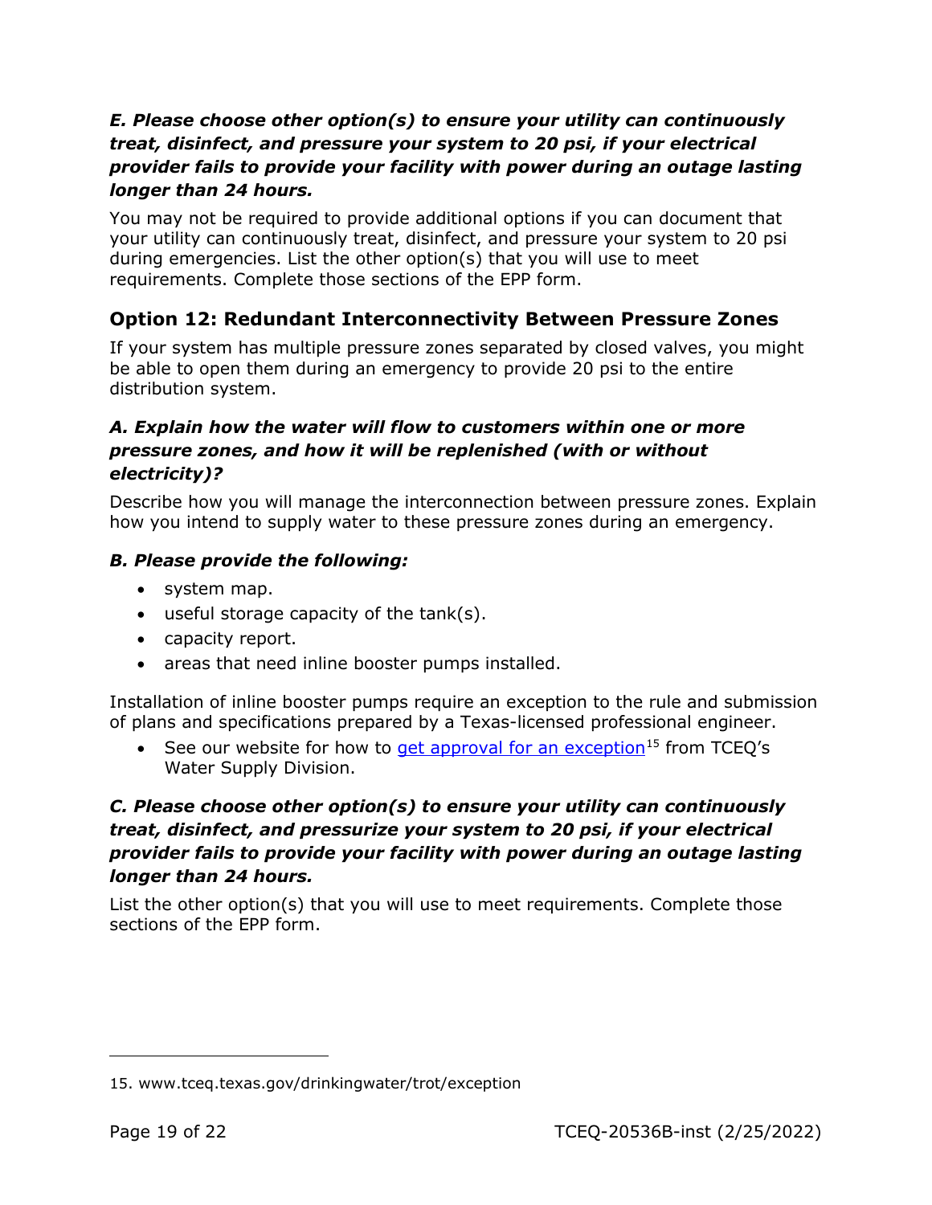***E. Please choose other option(s) to ensure your utility can continuously treat, disinfect, and pressure your system to 20 psi, if your electrical provider fails to provide your facility with power during an outage lasting longer than 24 hours.***

You may not be required to provide additional options if you can document that your utility can continuously treat, disinfect, and pressure your system to 20 psi during emergencies. List the other option(s) that you will use to meet requirements. Complete those sections of the EPP form.

## Option 12: Redundant Interconnectivity Between Pressure Zones

If your system has multiple pressure zones separated by closed valves, you might be able to open them during an emergency to provide 20 psi to the entire distribution system.

### *A. Explain how the water will flow to customers within one or more pressure zones, and how it will be replenished (with or without electricity)?*

Describe how you will manage the interconnection between pressure zones. Explain how you intend to supply water to these pressure zones during an emergency.

### *B. Please provide the following:*

- system map.
- useful storage capacity of the tank(s).
- capacity report.
- areas that need inline booster pumps installed.

Installation of inline booster pumps require an exception to the rule and submission of plans and specifications prepared by a Texas-licensed professional engineer.

- See our website for how to get approval for an exception[15] from TCEQ's Water Supply Division.

### *C. Please choose other option(s) to ensure your utility can continuously treat, disinfect, and pressurize your system to 20 psi, if your electrical provider fails to provide your facility with power during an outage lasting longer than 24 hours.*

List the other option(s) that you will use to meet requirements. Complete those sections of the EPP form.

15. www.tceq.texas.gov/drinkingwater/trot/exception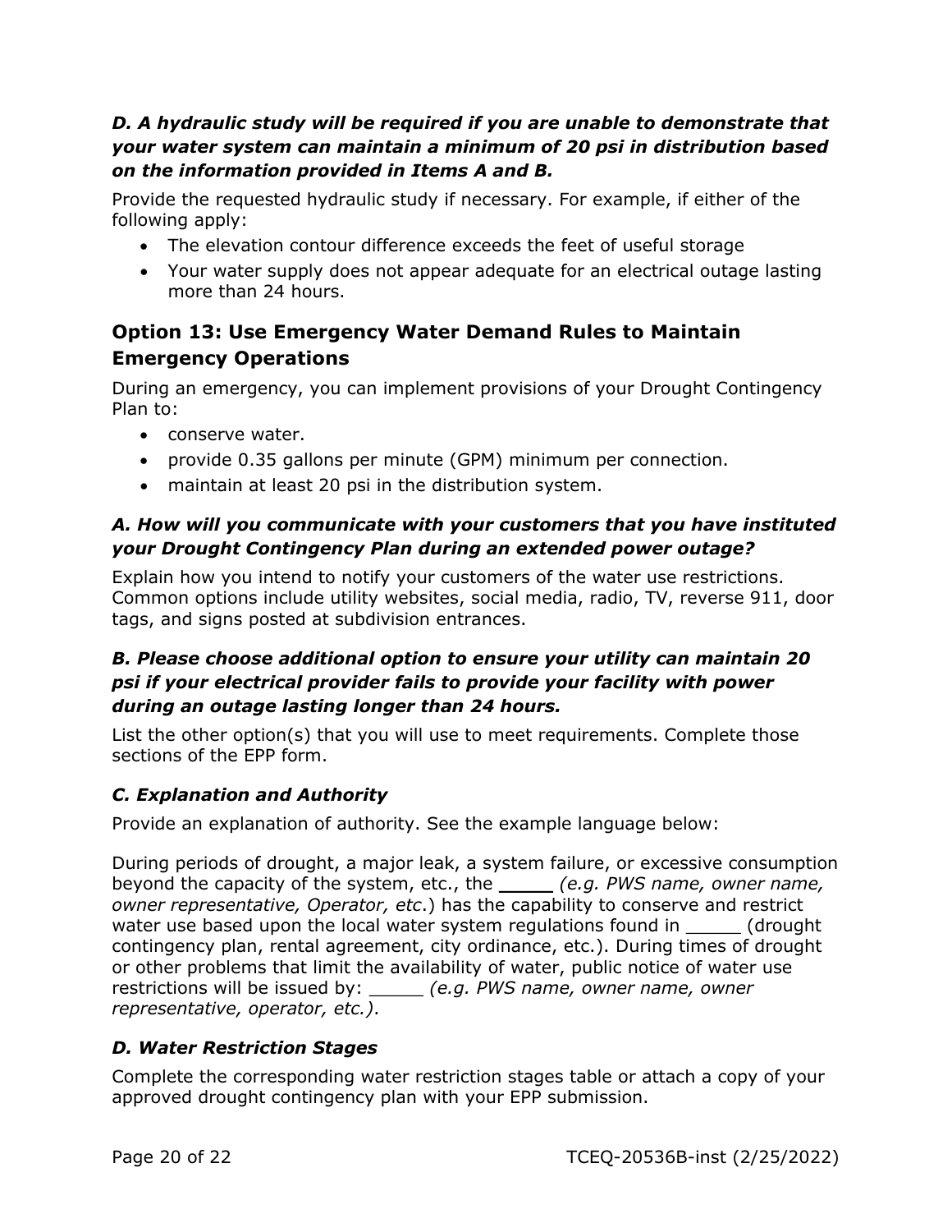### *D. A hydraulic study will be required if you are unable to demonstrate that your water system can maintain a minimum of 20 psi in distribution based on the information provided in Items A and B.*

Provide the requested hydraulic study if necessary. For example, if either of the following apply:

- The elevation contour difference exceeds the feet of useful storage
- Your water supply does not appear adequate for an electrical outage lasting more than 24 hours.

## Option 13: Use Emergency Water Demand Rules to Maintain Emergency Operations

During an emergency, you can implement provisions of your Drought Contingency Plan to:

- conserve water.
- provide 0.35 gallons per minute (GPM) minimum per connection.
- maintain at least 20 psi in the distribution system.

### *A. How will you communicate with your customers that you have instituted your Drought Contingency Plan during an extended power outage?*

Explain how you intend to notify your customers of the water use restrictions. Common options include utility websites, social media, radio, TV, reverse 911, door tags, and signs posted at subdivision entrances.

### *B. Please choose additional option to ensure your utility can maintain 20 psi if your electrical provider fails to provide your facility with power during an outage lasting longer than 24 hours.*

List the other option(s) that you will use to meet requirements. Complete those sections of the EPP form.

### *C. Explanation and Authority*

Provide an explanation of authority. See the example language below:

During periods of drought, a major leak, a system failure, or excessive consumption beyond the capacity of the system, etc., the _____ *(e.g. PWS name, owner name, owner representative, Operator, etc*.) has the capability to conserve and restrict water use based upon the local water system regulations found in _____ (drought contingency plan, rental agreement, city ordinance, etc.). During times of drought or other problems that limit the availability of water, public notice of water use restrictions will be issued by: _____ *(e.g. PWS name, owner name, owner representative, operator, etc.)*.

### *D. Water Restriction Stages*

Complete the corresponding water restriction stages table or attach a copy of your approved drought contingency plan with your EPP submission.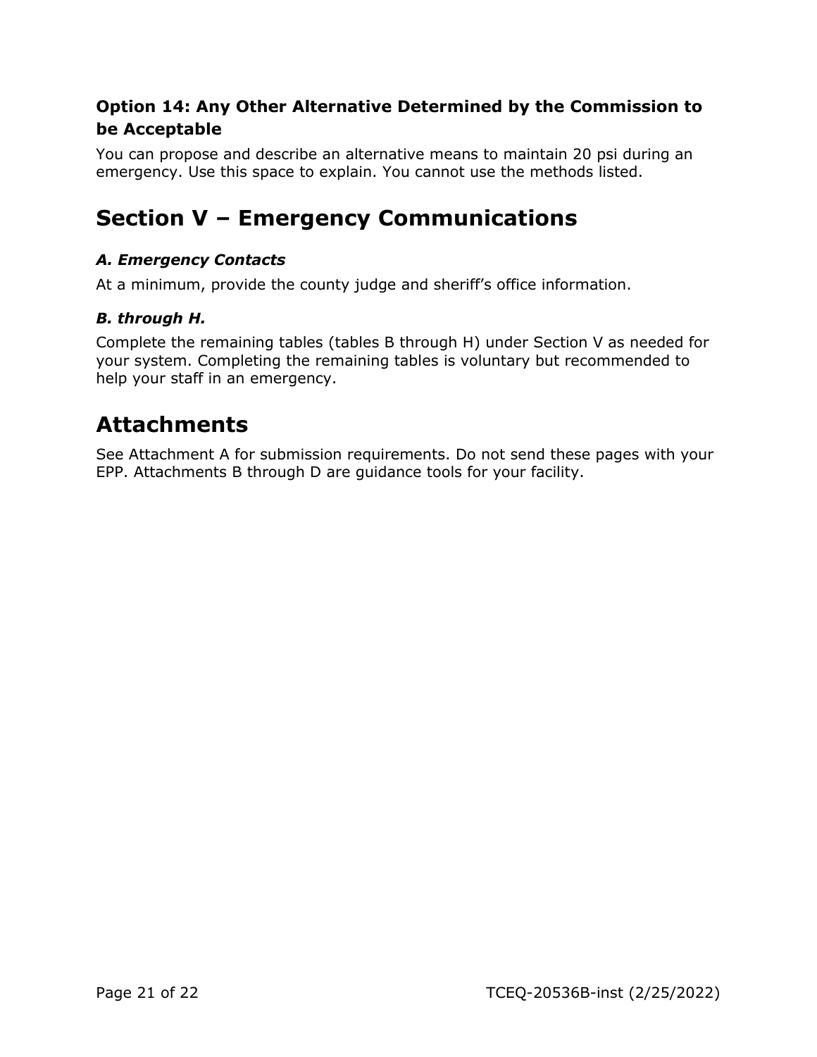### Option 14: Any Other Alternative Determined by the Commission to be Acceptable

You can propose and describe an alternative means to maintain 20 psi during an emergency. Use this space to explain. You cannot use the methods listed.

## Section V – Emergency Communications

#### *A. Emergency Contacts*

At a minimum, provide the county judge and sheriff's office information.

#### *B. through H.*

Complete the remaining tables (tables B through H) under Section V as needed for your system. Completing the remaining tables is voluntary but recommended to help your staff in an emergency.

## Attachments

See Attachment A for submission requirements. Do not send these pages with your EPP. Attachments B through D are guidance tools for your facility.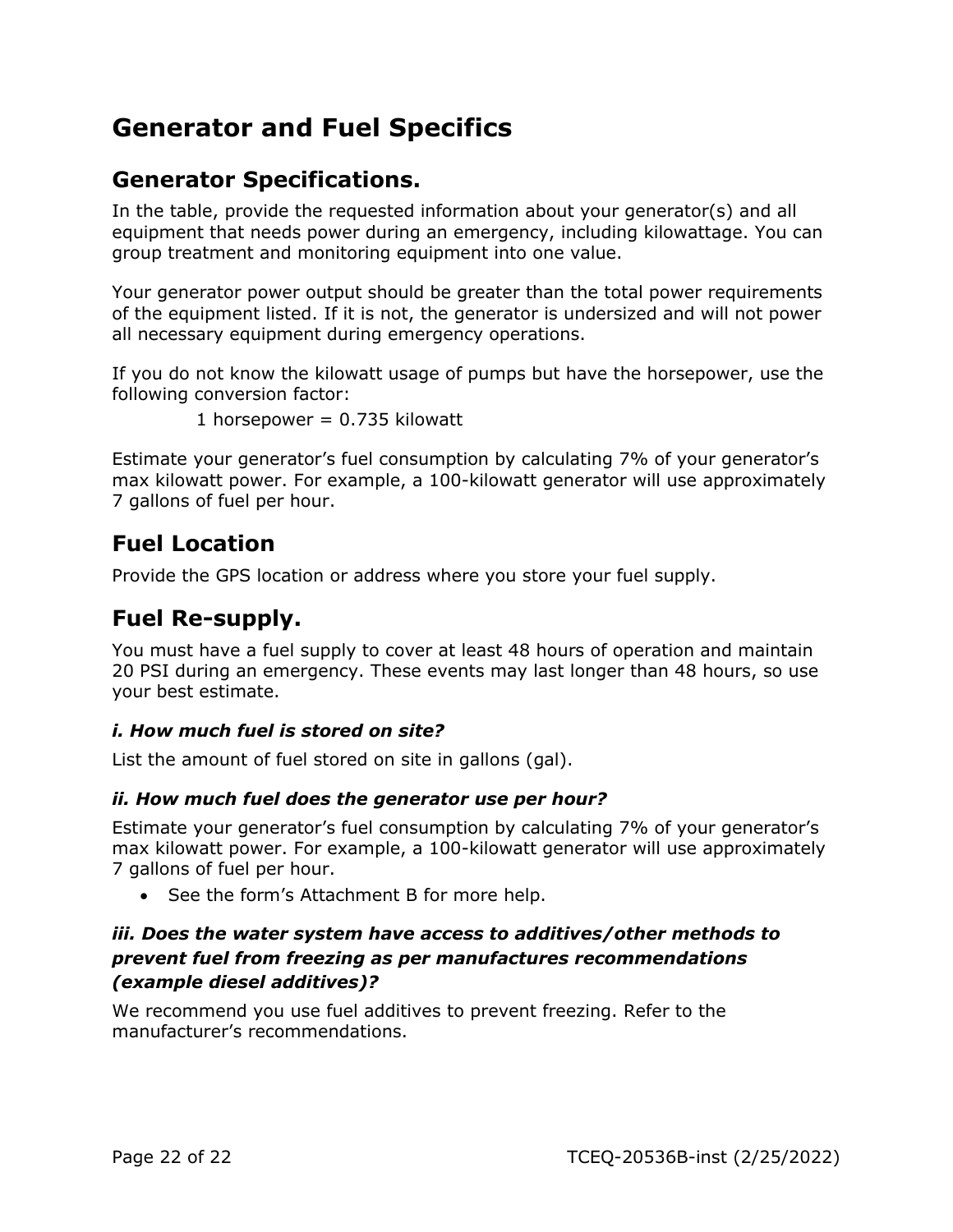# Generator and Fuel Specifics

## Generator Specifications.

In the table, provide the requested information about your generator(s) and all equipment that needs power during an emergency, including kilowattage. You can group treatment and monitoring equipment into one value.

Your generator power output should be greater than the total power requirements of the equipment listed. If it is not, the generator is undersized and will not power all necessary equipment during emergency operations.

If you do not know the kilowatt usage of pumps but have the horsepower, use the following conversion factor:

1 horsepower = 0.735 kilowatt

Estimate your generator's fuel consumption by calculating 7% of your generator's max kilowatt power. For example, a 100-kilowatt generator will use approximately 7 gallons of fuel per hour.

## Fuel Location

Provide the GPS location or address where you store your fuel supply.

## Fuel Re-supply.

You must have a fuel supply to cover at least 48 hours of operation and maintain 20 PSI during an emergency. These events may last longer than 48 hours, so use your best estimate.

### *i. How much fuel is stored on site?*

List the amount of fuel stored on site in gallons (gal).

### *ii. How much fuel does the generator use per hour?*

Estimate your generator's fuel consumption by calculating 7% of your generator's max kilowatt power. For example, a 100-kilowatt generator will use approximately 7 gallons of fuel per hour.

- See the form's Attachment B for more help.

### *iii. Does the water system have access to additives/other methods to prevent fuel from freezing as per manufactures recommendations (example diesel additives)?*

We recommend you use fuel additives to prevent freezing. Refer to the manufacturer's recommendations.